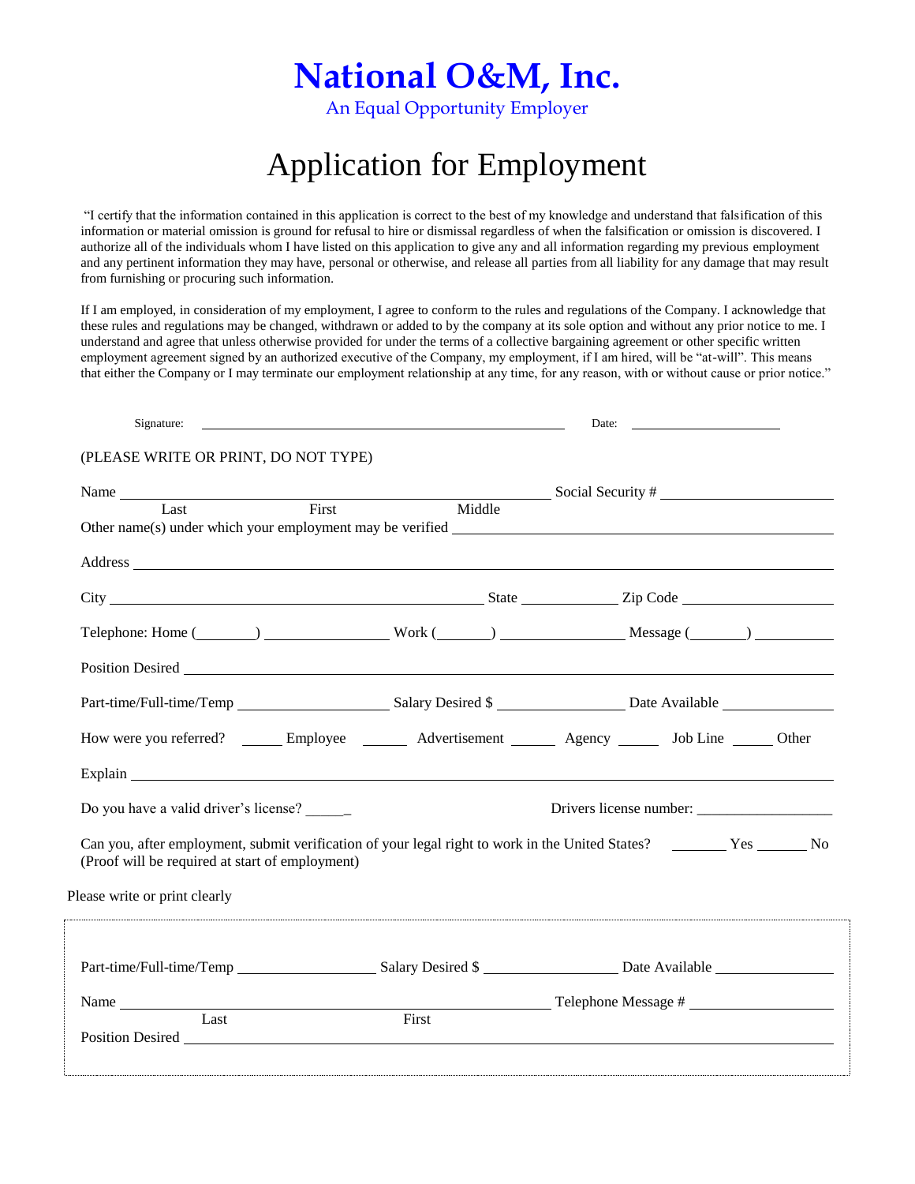# National O&M, Inc.

An Equal Opportunity Employer

## Application for Employment

"I certify that the information contained in this application is correct to the best of my knowledge and understand that falsification of this information or material omission is ground for refusal to hire or dismissal regardless of when the falsification or omission is discovered. I authorize all of the individuals whom I have listed on this application to give any and all information regarding my previous employment and any pertinent information they may have, personal or otherwise, and release all parties from all liability for any damage that may result from furnishing or procuring such information.

If I am employed, in consideration of my employment, I agree to conform to the rules and regulations of the Company. I acknowledge that these rules and regulations may be changed, withdrawn or added to by the company at its sole option and without any prior notice to me. I understand and agree that unless otherwise provided for under the terms of a collective bargaining agreement or other specific written employment agreement signed by an authorized executive of the Company, my employment, if I am hired, will be "at-will". This means that either the Company or I may terminate our employment relationship at any time, for any reason, with or without cause or prior notice."

Signature: ______________________________ Date: ______________

(PLEASE WRITE OR PRINT, DO NOT TYPE)

Name ______________________________ Social Security # ______________
Last First Middle

Other name(s) under which your employment may be verified ______________________________

Address ______________________________

City ______________________ State __________ Zip Code ______________

Telephone: Home (______) ____________ Work (______) ____________ Message (______) ________

Position Desired ______________________________

Part-time/Full-time/Temp ______________ Salary Desired $ ____________ Date Available ____________

How were you referred? _____ Employee _____ Advertisement _____ Agency _____ Job Line _____ Other

Explain ______________________________

Do you have a valid driver's license? _____ Drivers license number: ______________

Can you, after employment, submit verification of your legal right to work in the United States? _______ Yes _______ No
(Proof will be required at start of employment)

Please write or print clearly

Part-time/Full-time/Temp ______________ Salary Desired $ ____________ Date Available ____________

Name ______________________________ Telephone Message # ______________
Last First

Position Desired ______________________________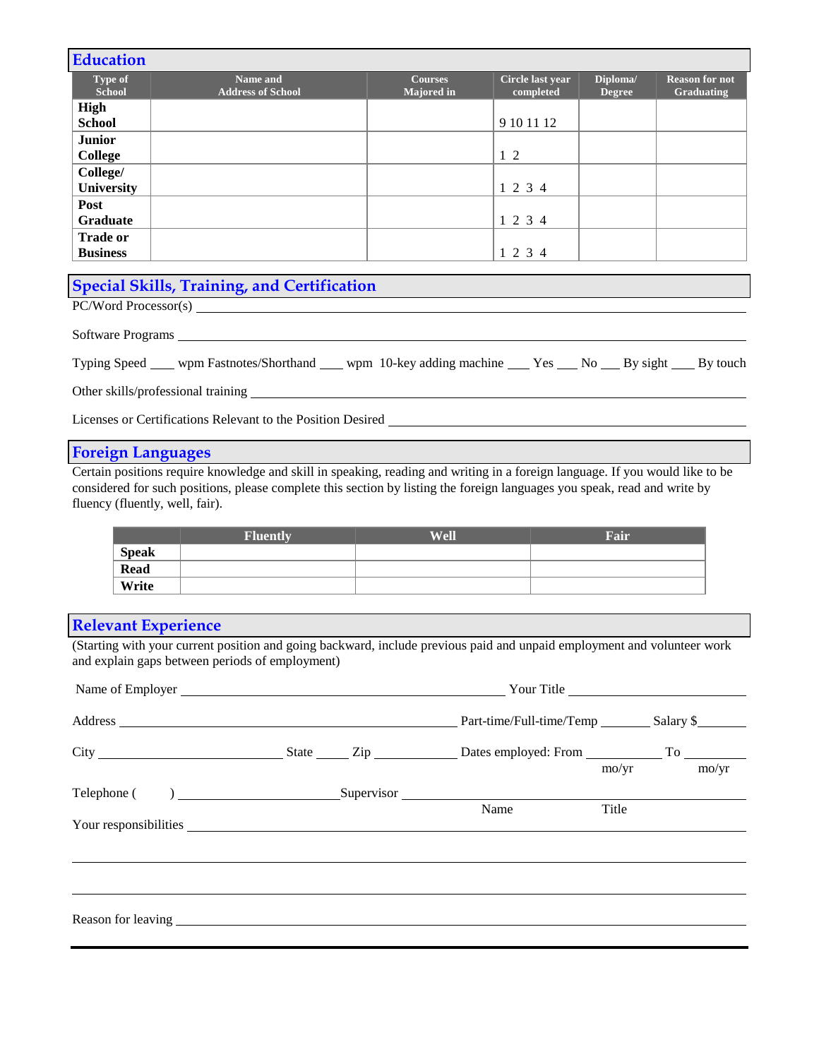## Education

| Type of School | Name and Address of School | Courses Majored in | Circle last year completed | Diploma/ Degree | Reason for not Graduating |
|---|---|---|---|---|---|
| **High School** | | | 9 10 11 12 | | |
| **Junior College** | | | 1 2 | | |
| **College/ University** | | | 1 2 3 4 | | |
| **Post Graduate** | | | 1 2 3 4 | | |
| **Trade or Business** | | | 1 2 3 4 | | |

## Special Skills, Training, and Certification

PC/Word Processor(s) ____________________________________________

Software Programs ____________________________________________

Typing Speed ___ wpm Fastnotes/Shorthand ___ wpm 10-key adding machine ___ Yes ___ No ___ By sight ___ By touch

Other skills/professional training ____________________________________________

Licenses or Certifications Relevant to the Position Desired ____________________________________________

## Foreign Languages

Certain positions require knowledge and skill in speaking, reading and writing in a foreign language. If you would like to be considered for such positions, please complete this section by listing the foreign languages you speak, read and write by fluency (fluently, well, fair).

| | Fluently | Well | Fair |
|---|---|---|---|
| **Speak** | | | |
| **Read** | | | |
| **Write** | | | |

## Relevant Experience

(Starting with your current position and going backward, include previous paid and unpaid employment and volunteer work and explain gaps between periods of employment)

Name of Employer ________________________________ Your Title ____________________

Address ________________________________ Part-time/Full-time/Temp ________ Salary $________

City ____________________ State _____ Zip __________ Dates employed: From __________ To __________
mo/yr mo/yr

Telephone (    ) ____________________ Supervisor ________________________________
Name Title

Your responsibilities ____________________________________________

____________________________________________

____________________________________________

Reason for leaving ____________________________________________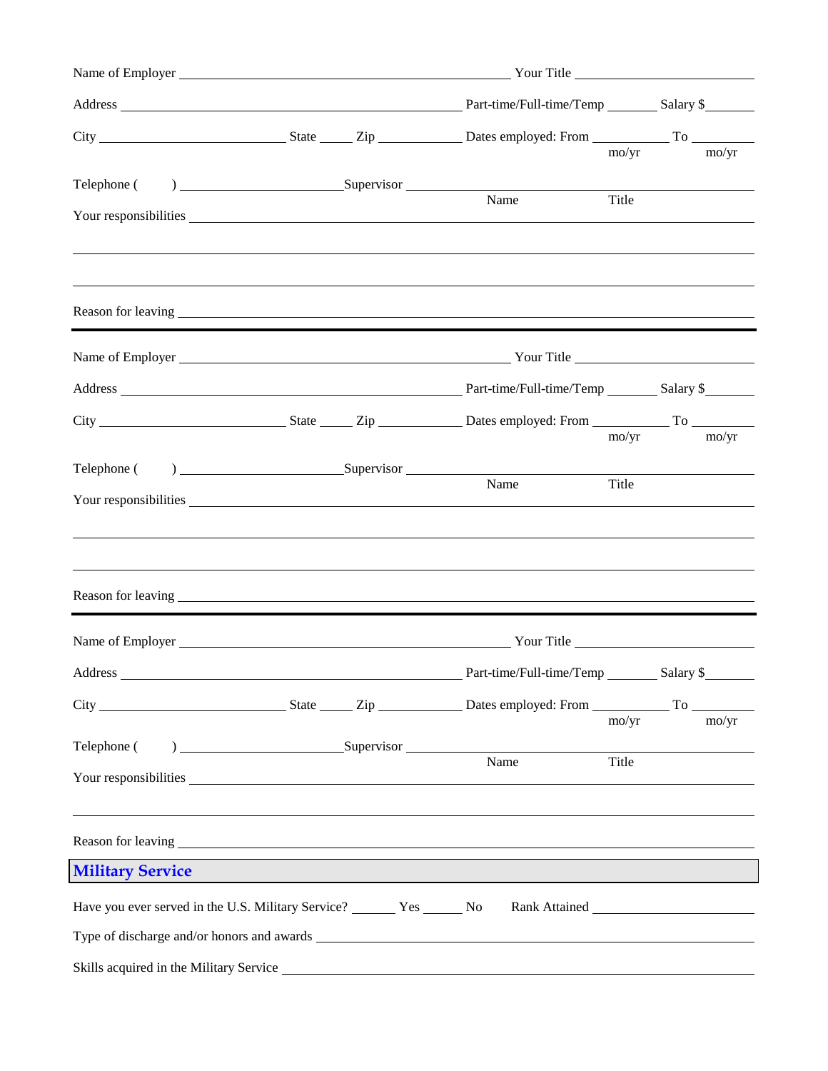Name of Employer ______________________________ Your Title ______________

Address ______________________________ Part-time/Full-time/Temp ______ Salary $______

City ______________ State ____ Zip ________ Dates employed: From ________ To ________
mo/yr mo/yr

Telephone (     ) ______________ Supervisor ______________________________
Name Title

Your responsibilities ____________________________________________

____________________________________________

____________________________________________

Reason for leaving ____________________________________________

---

Name of Employer ______________________________ Your Title ______________

Address ______________________________ Part-time/Full-time/Temp ______ Salary $______

City ______________ State ____ Zip ________ Dates employed: From ________ To ________
mo/yr mo/yr

Telephone (     ) ______________ Supervisor ______________________________
Name Title

Your responsibilities ____________________________________________

____________________________________________

____________________________________________

Reason for leaving ____________________________________________

---

Name of Employer ______________________________ Your Title ______________

Address ______________________________ Part-time/Full-time/Temp ______ Salary $______

City ______________ State ____ Zip ________ Dates employed: From ________ To ________
mo/yr mo/yr

Telephone (     ) ______________ Supervisor ______________________________
Name Title

Your responsibilities ____________________________________________

____________________________________________

Reason for leaving ____________________________________________

## Military Service

Have you ever served in the U.S. Military Service? ______ Yes ______ No    Rank Attained ______________

Type of discharge and/or honors and awards ____________________________________________

Skills acquired in the Military Service ____________________________________________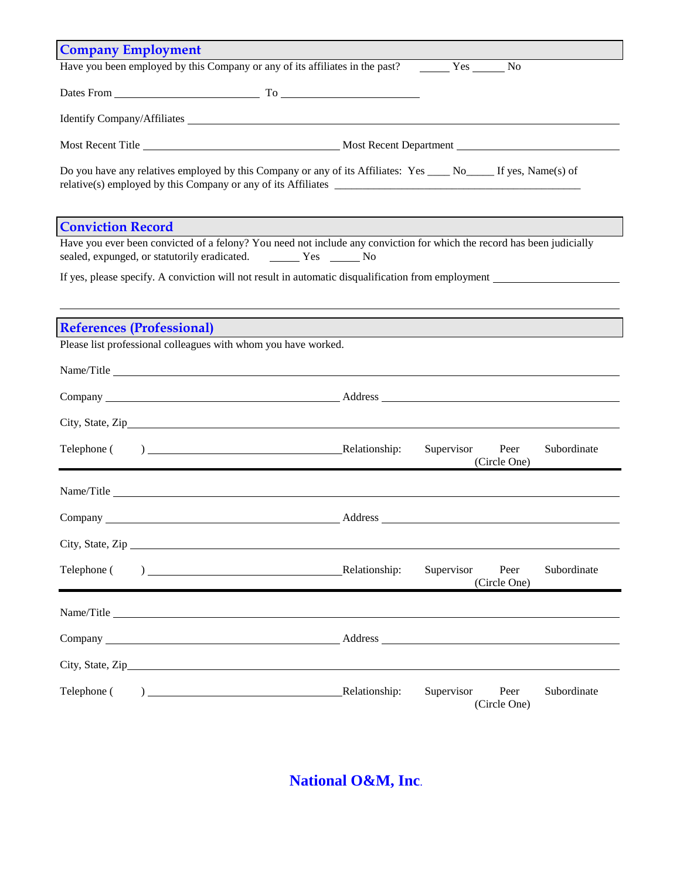## Company Employment

Have you been employed by this Company or any of its affiliates in the past? ______ Yes ______ No

Dates From __________________________ To __________________________

Identify Company/Affiliates ______________________________________________________________________________

Most Recent Title ____________________________________ Most Recent Department ______________________________

Do you have any relatives employed by this Company or any of its Affiliates: Yes ____ No_____ If yes, Name(s) of relative(s) employed by this Company or any of its Affiliates ______________________________________________

## Conviction Record

Have you ever been convicted of a felony? You need not include any conviction for which the record has been judicially sealed, expunged, or statutorily eradicated. ______ Yes ______ No

If yes, please specify. A conviction will not result in automatic disqualification from employment ______________________

______________________________________________________________________________________________________

## References (Professional)

Please list professional colleagues with whom you have worked.

Name/Title ______________________________________________________________________________________________

Company ____________________________________________ Address ____________________________________________

City, State, Zip__________________________________________________________________________________________

Telephone ( ) ____________________________________Relationship: Supervisor Peer Subordinate
(Circle One)

---

Name/Title ______________________________________________________________________________________________

Company ____________________________________________ Address ____________________________________________

City, State, Zip __________________________________________________________________________________________

Telephone ( ) ____________________________________Relationship: Supervisor Peer Subordinate
(Circle One)

---

Name/Title ______________________________________________________________________________________________

Company ____________________________________________ Address ____________________________________________

City, State, Zip__________________________________________________________________________________________

Telephone ( ) ____________________________________Relationship: Supervisor Peer Subordinate
(Circle One)

**National O&M, Inc.**